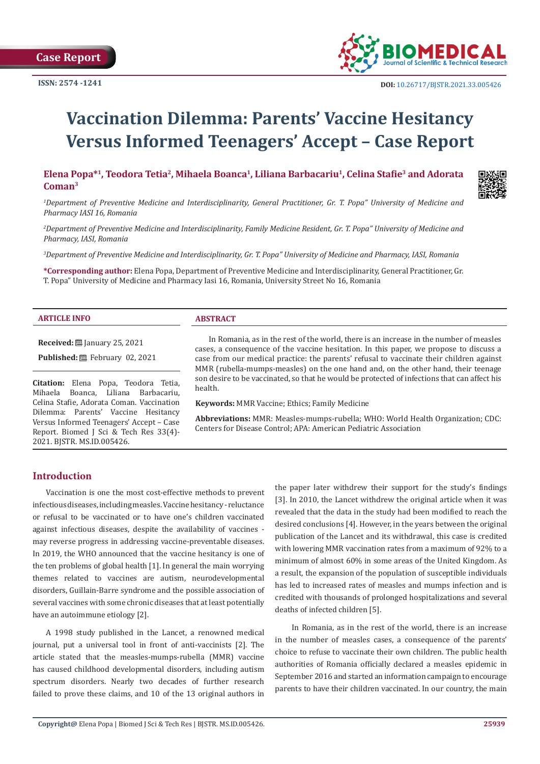Case Report

ISSN: 2574 -1241

DOI: 10.26717/BJSTR.2021.33.005426

# Vaccination Dilemma: Parents' Vaccine Hesitancy Versus Informed Teenagers' Accept – Case Report

**Elena Popa*[1], Teodora Tetia[2], Mihaela Boanca[1], Liliana Barbacariu[1], Celina Stafie[3] and Adorata Coman[3]**

*[1]Department of Preventive Medicine and Interdisciplinarity, General Practitioner, Gr. T. Popa" University of Medicine and Pharmacy IASI 16, Romania*

*[2]Department of Preventive Medicine and Interdisciplinarity, Family Medicine Resident, Gr. T. Popa" University of Medicine and Pharmacy, IASI, Romania*

*[3]Department of Preventive Medicine and Interdisciplinarity, Gr. T. Popa" University of Medicine and Pharmacy, IASI, Romania*

**\*Corresponding author:** Elena Popa, Department of Preventive Medicine and Interdisciplinarity, General Practitioner, Gr. T. Popa" University of Medicine and Pharmacy Iasi 16, Romania, University Street No 16, Romania

## ARTICLE INFO

**Received:** January 25, 2021

**Published:** February 02, 2021

**Citation:** Elena Popa, Teodora Tetia, Mihaela Boanca, Liliana Barbacariu, Celina Stafie, Adorata Coman. Vaccination Dilemma: Parents' Vaccine Hesitancy Versus Informed Teenagers' Accept – Case Report. Biomed J Sci & Tech Res 33(4)-2021. BJSTR. MS.ID.005426.

## ABSTRACT

In Romania, as in the rest of the world, there is an increase in the number of measles cases, a consequence of the vaccine hesitation. In this paper, we propose to discuss a case from our medical practice: the parents' refusal to vaccinate their children against MMR (rubella-mumps-measles) on the one hand and, on the other hand, their teenage son desire to be vaccinated, so that he would be protected of infections that can affect his health.

**Keywords:** MMR Vaccine; Ethics; Family Medicine

**Abbreviations:** MMR: Measles-mumps-rubella; WHO: World Health Organization; CDC: Centers for Disease Control; APA: American Pediatric Association

## Introduction

Vaccination is one the most cost-effective methods to prevent infectious diseases, including measles. Vaccine hesitancy - reluctance or refusal to be vaccinated or to have one's children vaccinated against infectious diseases, despite the availability of vaccines - may reverse progress in addressing vaccine-preventable diseases. In 2019, the WHO announced that the vaccine hesitancy is one of the ten problems of global health [1]. In general the main worrying themes related to vaccines are autism, neurodevelopmental disorders, Guillain-Barre syndrome and the possible association of several vaccines with some chronic diseases that at least potentially have an autoimmune etiology [2].

A 1998 study published in the Lancet, a renowned medical journal, put a universal tool in front of anti-vaccinists [2]. The article stated that the measles-mumps-rubella (MMR) vaccine has caused childhood developmental disorders, including autism spectrum disorders. Nearly two decades of further research failed to prove these claims, and 10 of the 13 original authors in the paper later withdrew their support for the study's findings [3]. In 2010, the Lancet withdrew the original article when it was revealed that the data in the study had been modified to reach the desired conclusions [4]. However, in the years between the original publication of the Lancet and its withdrawal, this case is credited with lowering MMR vaccination rates from a maximum of 92% to a minimum of almost 60% in some areas of the United Kingdom. As a result, the expansion of the population of susceptible individuals has led to increased rates of measles and mumps infection and is credited with thousands of prolonged hospitalizations and several deaths of infected children [5].

In Romania, as in the rest of the world, there is an increase in the number of measles cases, a consequence of the parents' choice to refuse to vaccinate their own children. The public health authorities of Romania officially declared a measles epidemic in September 2016 and started an information campaign to encourage parents to have their children vaccinated. In our country, the main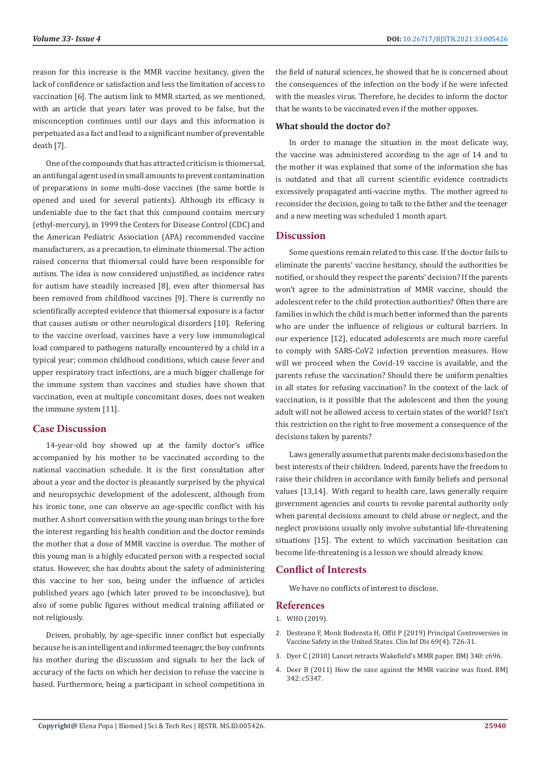reason for this increase is the MMR vaccine hesitancy, given the lack of confidence or satisfaction and less the limitation of access to vaccination [6]. The autism link to MMR started, as we mentioned, with an article that years later was proved to be false, but the misconception continues until our days and this information is perpetuated as a fact and lead to a significant number of preventable death [7].

One of the compounds that has attracted criticism is thiomersal, an antifungal agent used in small amounts to prevent contamination of preparations in some multi-dose vaccines (the same bottle is opened and used for several patients). Although its efficacy is undeniable due to the fact that this compound contains mercury (ethyl-mercury), in 1999 the Centers for Disease Control (CDC) and the American Pediatric Association (APA) recommended vaccine manufacturers, as a precaution, to eliminate thiomersal. The action raised concerns that thiomersal could have been responsible for autism. The idea is now considered unjustified, as incidence rates for autism have steadily increased [8], even after thiomersal has been removed from childhood vaccines [9]. There is currently no scientifically accepted evidence that thiomersal exposure is a factor that causes autism or other neurological disorders [10]. Refering to the vaccine overload, vaccines have a very low immunological load compared to pathogens naturally encountered by a child in a typical year; common childhood conditions, which cause fever and upper respiratory tract infections, are a much bigger challenge for the immune system than vaccines and studies have shown that vaccination, even at multiple concomitant doses, does not weaken the immune system [11].

## Case Discussion

14-year-old boy showed up at the family doctor's office accompanied by his mother to be vaccinated according to the national vaccination schedule. It is the first consultation after about a year and the doctor is pleasantly surprised by the physical and neuropsychic development of the adolescent, although from his ironic tone, one can observe an age-specific conflict with his mother. A short conversation with the young man brings to the fore the interest regarding his health condition and the doctor reminds the mother that a dose of MMR vaccine is overdue. The mother of this young man is a highly educated person with a respected social status. However, she has doubts about the safety of administering this vaccine to her son, being under the influence of articles published years ago (which later proved to be inconclusive), but also of some public figures without medical training affiliated or not religiously.

Driven, probably, by age-specific inner conflict but especially because he is an intelligent and informed teenager, the boy confronts his mother during the discussion and signals to her the lack of accuracy of the facts on which her decision to refuse the vaccine is based. Furthermore, being a participant in school competitions in the field of natural sciences, he showed that he is concerned about the consequences of the infection on the body if he were infected with the measles virus. Therefore, he decides to inform the doctor that he wants to be vaccinated even if the mother opposes.

### What should the doctor do?

In order to manage the situation in the most delicate way, the vaccine was administered according to the age of 14 and to the mother it was explained that some of the information she has is outdated and that all current scientific evidence contradicts excessively propagated anti-vaccine myths. The mother agreed to reconsider the decision, going to talk to the father and the teenager and a new meeting was scheduled 1 month apart.

## Discussion

Some questions remain related to this case. If the doctor fails to eliminate the parents' vaccine hesitancy, should the authorities be notified, or should they respect the parents' decision? If the parents won't agree to the administration of MMR vaccine, should the adolescent refer to the child protection authorities? Often there are families in which the child is much better informed than the parents who are under the influence of religious or cultural barriers. In our experience [12], educated adolescents are much more careful to comply with SARS-CoV2 infection prevention measures. How will we proceed when the Covid-19 vaccine is available, and the parents refuse the vaccination? Should there be uniform penalties in all states for refusing vaccination? In the context of the lack of vaccination, is it possible that the adolescent and then the young adult will not be allowed access to certain states of the world? Isn't this restriction on the right to free movement a consequence of the decisions taken by parents?

Laws generally assume that parents make decisions based on the best interests of their children. Indeed, parents have the freedom to raise their children in accordance with family beliefs and personal values [13,14]. With regard to health care, laws generally require government agencies and courts to revoke parental authority only when parental decisions amount to child abuse or neglect, and the neglect provisions usually only involve substantial life-threatening situations [15]. The extent to which vaccination hesitation can become life-threatening is a lesson we should already know.

## Conflict of Interests

We have no conflicts of interest to disclose.

## References

1. WHO (2019).
2. Desteano F, Monk Bodensta H, Offit P (2019) Principal Controversies in Vaccine Safety in the United States. Clin Inf Dis 69(4): 726-31.
3. Dyer C (2010) Lancet retracts Wakefield's MMR paper. BMJ 340: c696.
4. Deer B (2011) How the case against the MMR vaccine was fixed. BMJ 342: c5347.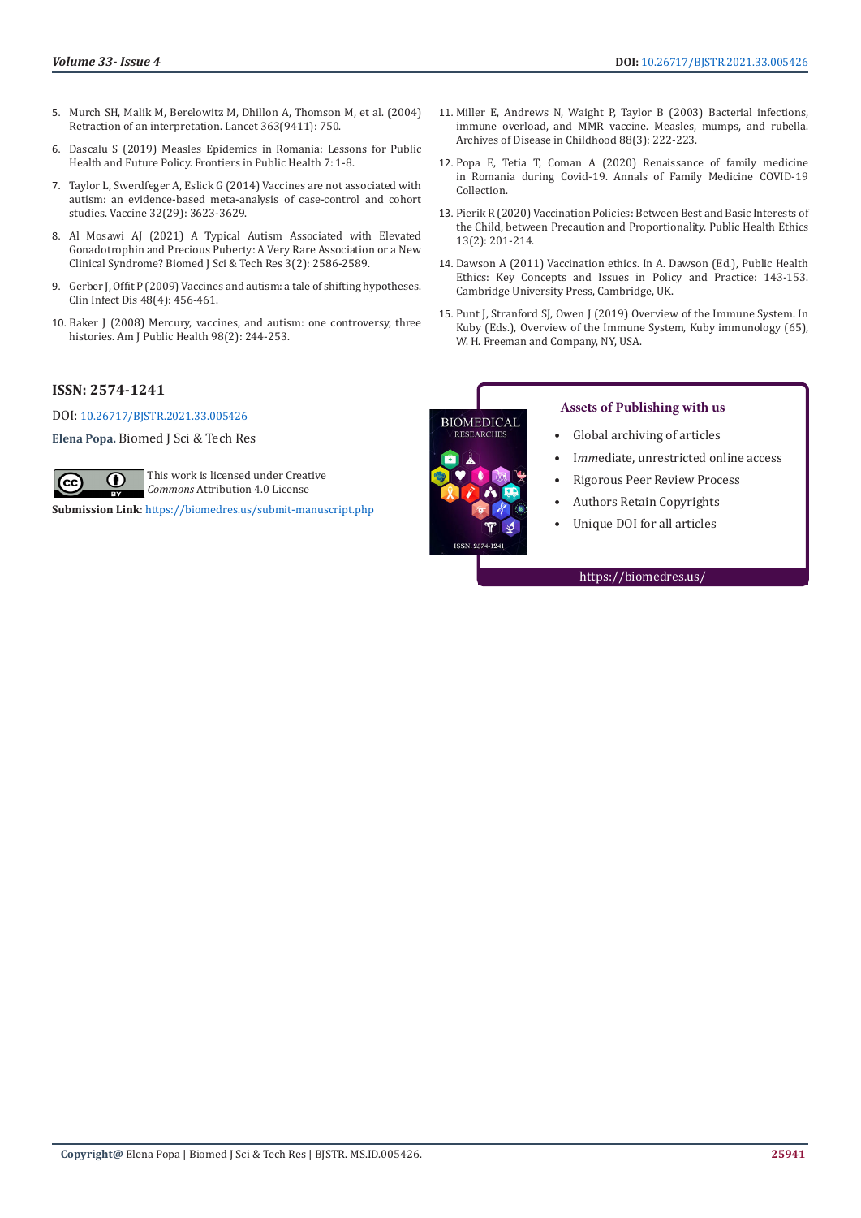5. Murch SH, Malik M, Berelowitz M, Dhillon A, Thomson M, et al. (2004) Retraction of an interpretation. Lancet 363(9411): 750.
6. Dascalu S (2019) Measles Epidemics in Romania: Lessons for Public Health and Future Policy. Frontiers in Public Health 7: 1-8.
7. Taylor L, Swerdfeger A, Eslick G (2014) Vaccines are not associated with autism: an evidence-based meta-analysis of case-control and cohort studies. Vaccine 32(29): 3623-3629.
8. Al Mosawi AJ (2021) A Typical Autism Associated with Elevated Gonadotrophin and Precious Puberty: A Very Rare Association or a New Clinical Syndrome? Biomed J Sci & Tech Res 3(2): 2586-2589.
9. Gerber J, Offit P (2009) Vaccines and autism: a tale of shifting hypotheses. Clin Infect Dis 48(4): 456-461.
10. Baker J (2008) Mercury, vaccines, and autism: one controversy, three histories. Am J Public Health 98(2): 244-253.
11. Miller E, Andrews N, Waight P, Taylor B (2003) Bacterial infections, immune overload, and MMR vaccine. Measles, mumps, and rubella. Archives of Disease in Childhood 88(3): 222-223.
12. Popa E, Tetia T, Coman A (2020) Renaissance of family medicine in Romania during Covid-19. Annals of Family Medicine COVID-19 Collection.
13. Pierik R (2020) Vaccination Policies: Between Best and Basic Interests of the Child, between Precaution and Proportionality. Public Health Ethics 13(2): 201-214.
14. Dawson A (2011) Vaccination ethics. In A. Dawson (Ed.), Public Health Ethics: Key Concepts and Issues in Policy and Practice: 143-153. Cambridge University Press, Cambridge, UK.
15. Punt J, Stranford SJ, Owen J (2019) Overview of the Immune System. In Kuby (Eds.), Overview of the Immune System, Kuby immunology (65), W. H. Freeman and Company, NY, USA.

**ISSN: 2574-1241**

DOI: 10.26717/BJSTR.2021.33.005426

**Elena Popa**. Biomed J Sci & Tech Res

This work is licensed under Creative *Commons* Attribution 4.0 License

**Submission Link**: https://biomedres.us/submit-manuscript.php

**Assets of Publishing with us**

- Global archiving of articles
- Immediate, unrestricted online access
- Rigorous Peer Review Process
- Authors Retain Copyrights
- Unique DOI for all articles

https://biomedres.us/